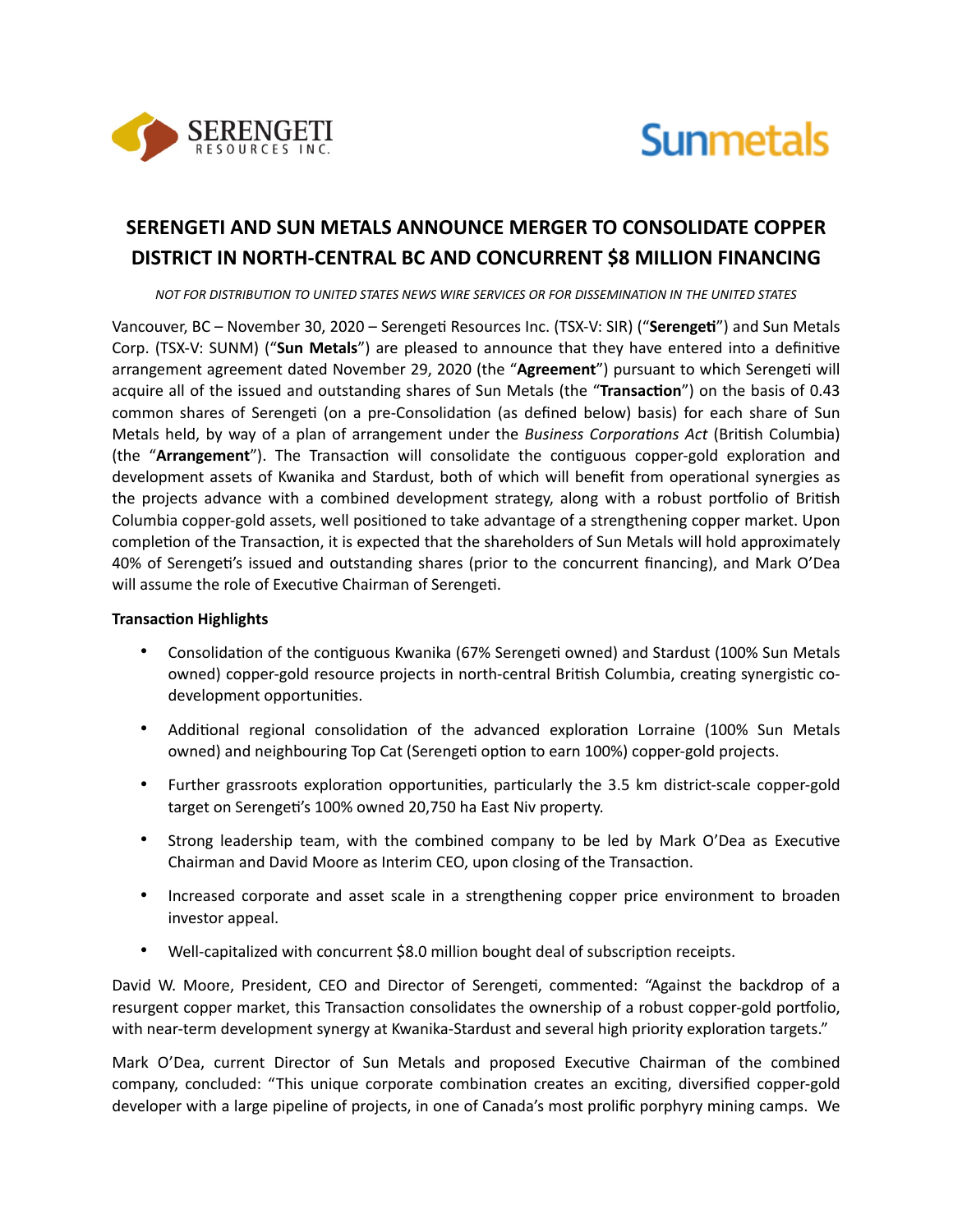SERENGETI RESOURCES INC.

Sunmetals

# SERENGETI AND SUN METALS ANNOUNCE MERGER TO CONSOLIDATE COPPER DISTRICT IN NORTH-CENTRAL BC AND CONCURRENT $8 MILLION FINANCING

*NOT FOR DISTRIBUTION TO UNITED STATES NEWS WIRE SERVICES OR FOR DISSEMINATION IN THE UNITED STATES*

Vancouver, BC – November 30, 2020 – Serengeti Resources Inc. (TSX-V: SIR) ("**Serengeti**") and Sun Metals Corp. (TSX-V: SUNM) ("**Sun Metals**") are pleased to announce that they have entered into a definitive arrangement agreement dated November 29, 2020 (the "**Agreement**") pursuant to which Serengeti will acquire all of the issued and outstanding shares of Sun Metals (the "**Transaction**") on the basis of 0.43 common shares of Serengeti (on a pre-Consolidation (as defined below) basis) for each share of Sun Metals held, by way of a plan of arrangement under the *Business Corporations Act* (British Columbia) (the "**Arrangement**"). The Transaction will consolidate the contiguous copper-gold exploration and development assets of Kwanika and Stardust, both of which will benefit from operational synergies as the projects advance with a combined development strategy, along with a robust portfolio of British Columbia copper-gold assets, well positioned to take advantage of a strengthening copper market. Upon completion of the Transaction, it is expected that the shareholders of Sun Metals will hold approximately 40% of Serengeti's issued and outstanding shares (prior to the concurrent financing), and Mark O'Dea will assume the role of Executive Chairman of Serengeti.

**Transaction Highlights**

- Consolidation of the contiguous Kwanika (67% Serengeti owned) and Stardust (100% Sun Metals owned) copper-gold resource projects in north-central British Columbia, creating synergistic co-development opportunities.
- Additional regional consolidation of the advanced exploration Lorraine (100% Sun Metals owned) and neighbouring Top Cat (Serengeti option to earn 100%) copper-gold projects.
- Further grassroots exploration opportunities, particularly the 3.5 km district-scale copper-gold target on Serengeti's 100% owned 20,750 ha East Niv property.
- Strong leadership team, with the combined company to be led by Mark O'Dea as Executive Chairman and David Moore as Interim CEO, upon closing of the Transaction.
- Increased corporate and asset scale in a strengthening copper price environment to broaden investor appeal.
- Well-capitalized with concurrent $8.0 million bought deal of subscription receipts.

David W. Moore, President, CEO and Director of Serengeti, commented: "Against the backdrop of a resurgent copper market, this Transaction consolidates the ownership of a robust copper-gold portfolio, with near-term development synergy at Kwanika-Stardust and several high priority exploration targets."

Mark O'Dea, current Director of Sun Metals and proposed Executive Chairman of the combined company, concluded: "This unique corporate combination creates an exciting, diversified copper-gold developer with a large pipeline of projects, in one of Canada's most prolific porphyry mining camps. We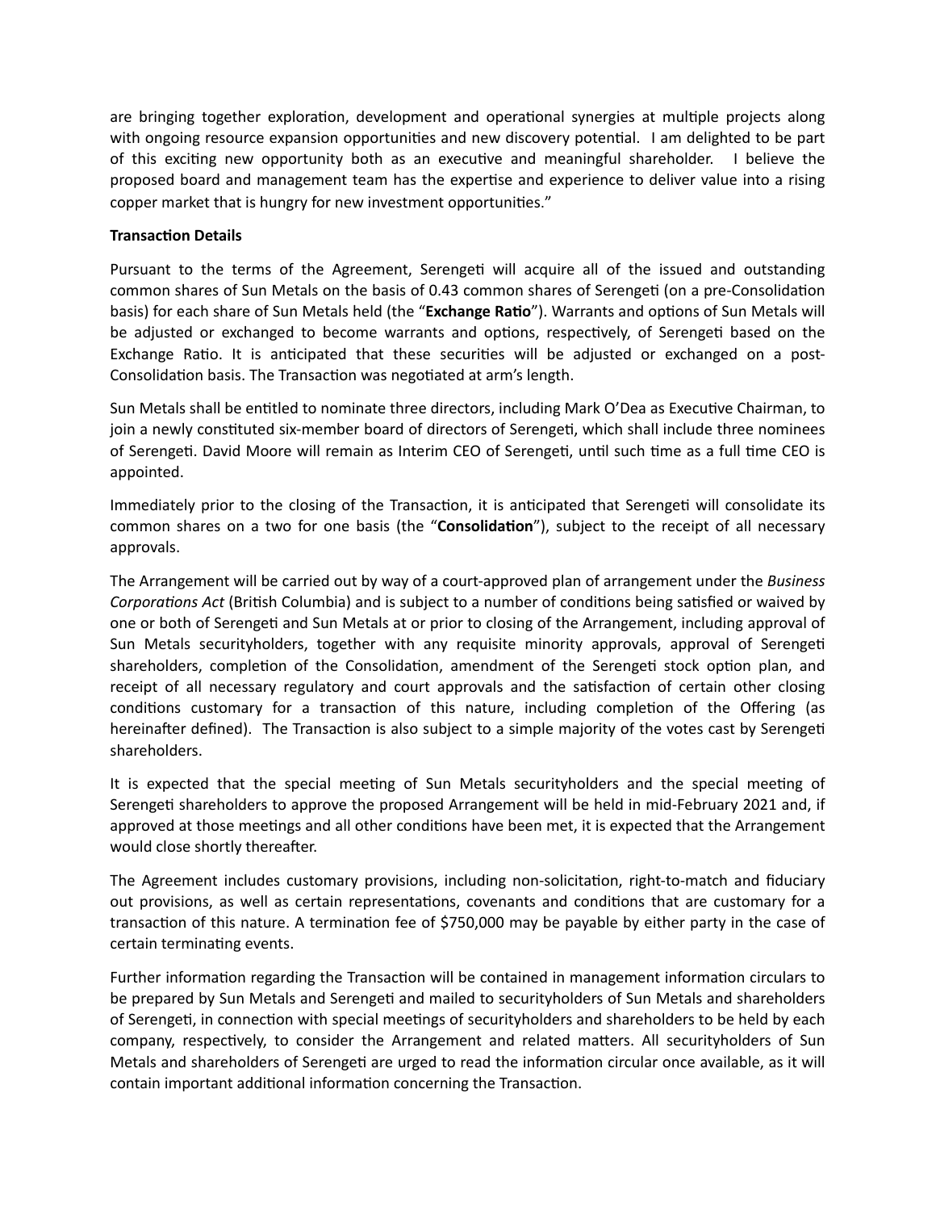are bringing together exploration, development and operational synergies at multiple projects along with ongoing resource expansion opportunities and new discovery potential. I am delighted to be part of this exciting new opportunity both as an executive and meaningful shareholder. I believe the proposed board and management team has the expertise and experience to deliver value into a rising copper market that is hungry for new investment opportunities."

**Transaction Details**

Pursuant to the terms of the Agreement, Serengeti will acquire all of the issued and outstanding common shares of Sun Metals on the basis of 0.43 common shares of Serengeti (on a pre-Consolidation basis) for each share of Sun Metals held (the "**Exchange Ratio**"). Warrants and options of Sun Metals will be adjusted or exchanged to become warrants and options, respectively, of Serengeti based on the Exchange Ratio. It is anticipated that these securities will be adjusted or exchanged on a post-Consolidation basis. The Transaction was negotiated at arm's length.

Sun Metals shall be entitled to nominate three directors, including Mark O'Dea as Executive Chairman, to join a newly constituted six-member board of directors of Serengeti, which shall include three nominees of Serengeti. David Moore will remain as Interim CEO of Serengeti, until such time as a full time CEO is appointed.

Immediately prior to the closing of the Transaction, it is anticipated that Serengeti will consolidate its common shares on a two for one basis (the "**Consolidation**"), subject to the receipt of all necessary approvals.

The Arrangement will be carried out by way of a court-approved plan of arrangement under the *Business Corporations Act* (British Columbia) and is subject to a number of conditions being satisfied or waived by one or both of Serengeti and Sun Metals at or prior to closing of the Arrangement, including approval of Sun Metals securityholders, together with any requisite minority approvals, approval of Serengeti shareholders, completion of the Consolidation, amendment of the Serengeti stock option plan, and receipt of all necessary regulatory and court approvals and the satisfaction of certain other closing conditions customary for a transaction of this nature, including completion of the Offering (as hereinafter defined). The Transaction is also subject to a simple majority of the votes cast by Serengeti shareholders.

It is expected that the special meeting of Sun Metals securityholders and the special meeting of Serengeti shareholders to approve the proposed Arrangement will be held in mid-February 2021 and, if approved at those meetings and all other conditions have been met, it is expected that the Arrangement would close shortly thereafter.

The Agreement includes customary provisions, including non-solicitation, right-to-match and fiduciary out provisions, as well as certain representations, covenants and conditions that are customary for a transaction of this nature. A termination fee of $750,000 may be payable by either party in the case of certain terminating events.

Further information regarding the Transaction will be contained in management information circulars to be prepared by Sun Metals and Serengeti and mailed to securityholders of Sun Metals and shareholders of Serengeti, in connection with special meetings of securityholders and shareholders to be held by each company, respectively, to consider the Arrangement and related matters. All securityholders of Sun Metals and shareholders of Serengeti are urged to read the information circular once available, as it will contain important additional information concerning the Transaction.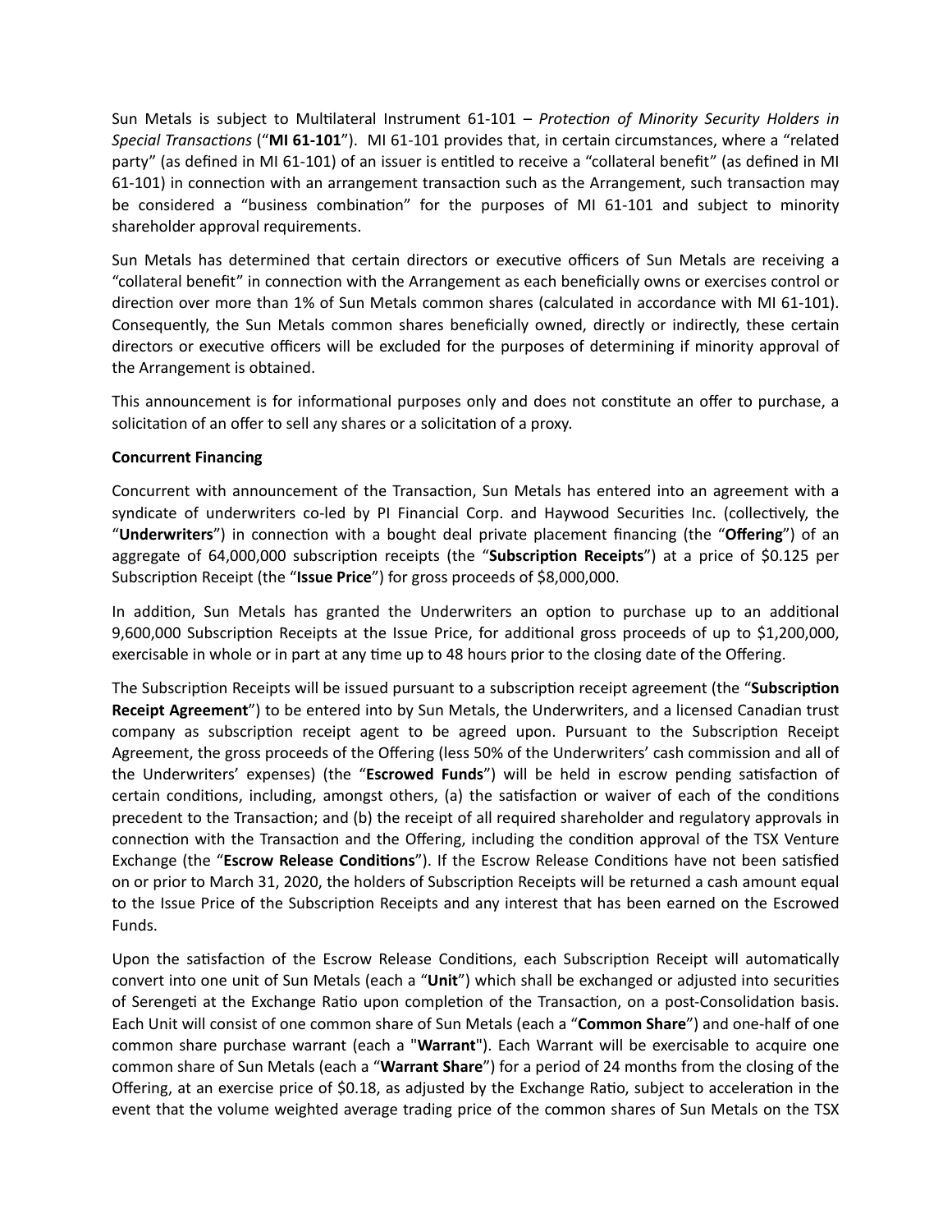Sun Metals is subject to Multilateral Instrument 61-101 – *Protection of Minority Security Holders in Special Transactions* (“**MI 61-101**”). MI 61-101 provides that, in certain circumstances, where a “related party” (as defined in MI 61-101) of an issuer is entitled to receive a “collateral benefit” (as defined in MI 61-101) in connection with an arrangement transaction such as the Arrangement, such transaction may be considered a “business combination” for the purposes of MI 61-101 and subject to minority shareholder approval requirements.

Sun Metals has determined that certain directors or executive officers of Sun Metals are receiving a “collateral benefit” in connection with the Arrangement as each beneficially owns or exercises control or direction over more than 1% of Sun Metals common shares (calculated in accordance with MI 61-101). Consequently, the Sun Metals common shares beneficially owned, directly or indirectly, these certain directors or executive officers will be excluded for the purposes of determining if minority approval of the Arrangement is obtained.

This announcement is for informational purposes only and does not constitute an offer to purchase, a solicitation of an offer to sell any shares or a solicitation of a proxy.

**Concurrent Financing**

Concurrent with announcement of the Transaction, Sun Metals has entered into an agreement with a syndicate of underwriters co-led by PI Financial Corp. and Haywood Securities Inc. (collectively, the “**Underwriters**”) in connection with a bought deal private placement financing (the “**Offering**”) of an aggregate of 64,000,000 subscription receipts (the “**Subscription Receipts**”) at a price of $0.125 per Subscription Receipt (the “**Issue Price**”) for gross proceeds of $8,000,000.

In addition, Sun Metals has granted the Underwriters an option to purchase up to an additional 9,600,000 Subscription Receipts at the Issue Price, for additional gross proceeds of up to $1,200,000, exercisable in whole or in part at any time up to 48 hours prior to the closing date of the Offering.

The Subscription Receipts will be issued pursuant to a subscription receipt agreement (the “**Subscription Receipt Agreement**”) to be entered into by Sun Metals, the Underwriters, and a licensed Canadian trust company as subscription receipt agent to be agreed upon. Pursuant to the Subscription Receipt Agreement, the gross proceeds of the Offering (less 50% of the Underwriters’ cash commission and all of the Underwriters’ expenses) (the “**Escrowed Funds**”) will be held in escrow pending satisfaction of certain conditions, including, amongst others, (a) the satisfaction or waiver of each of the conditions precedent to the Transaction; and (b) the receipt of all required shareholder and regulatory approvals in connection with the Transaction and the Offering, including the condition approval of the TSX Venture Exchange (the “**Escrow Release Conditions**”). If the Escrow Release Conditions have not been satisfied on or prior to March 31, 2020, the holders of Subscription Receipts will be returned a cash amount equal to the Issue Price of the Subscription Receipts and any interest that has been earned on the Escrowed Funds.

Upon the satisfaction of the Escrow Release Conditions, each Subscription Receipt will automatically convert into one unit of Sun Metals (each a “**Unit**”) which shall be exchanged or adjusted into securities of Serengeti at the Exchange Ratio upon completion of the Transaction, on a post-Consolidation basis. Each Unit will consist of one common share of Sun Metals (each a “**Common Share**”) and one-half of one common share purchase warrant (each a "**Warrant**"). Each Warrant will be exercisable to acquire one common share of Sun Metals (each a “**Warrant Share**”) for a period of 24 months from the closing of the Offering, at an exercise price of $0.18, as adjusted by the Exchange Ratio, subject to acceleration in the event that the volume weighted average trading price of the common shares of Sun Metals on the TSX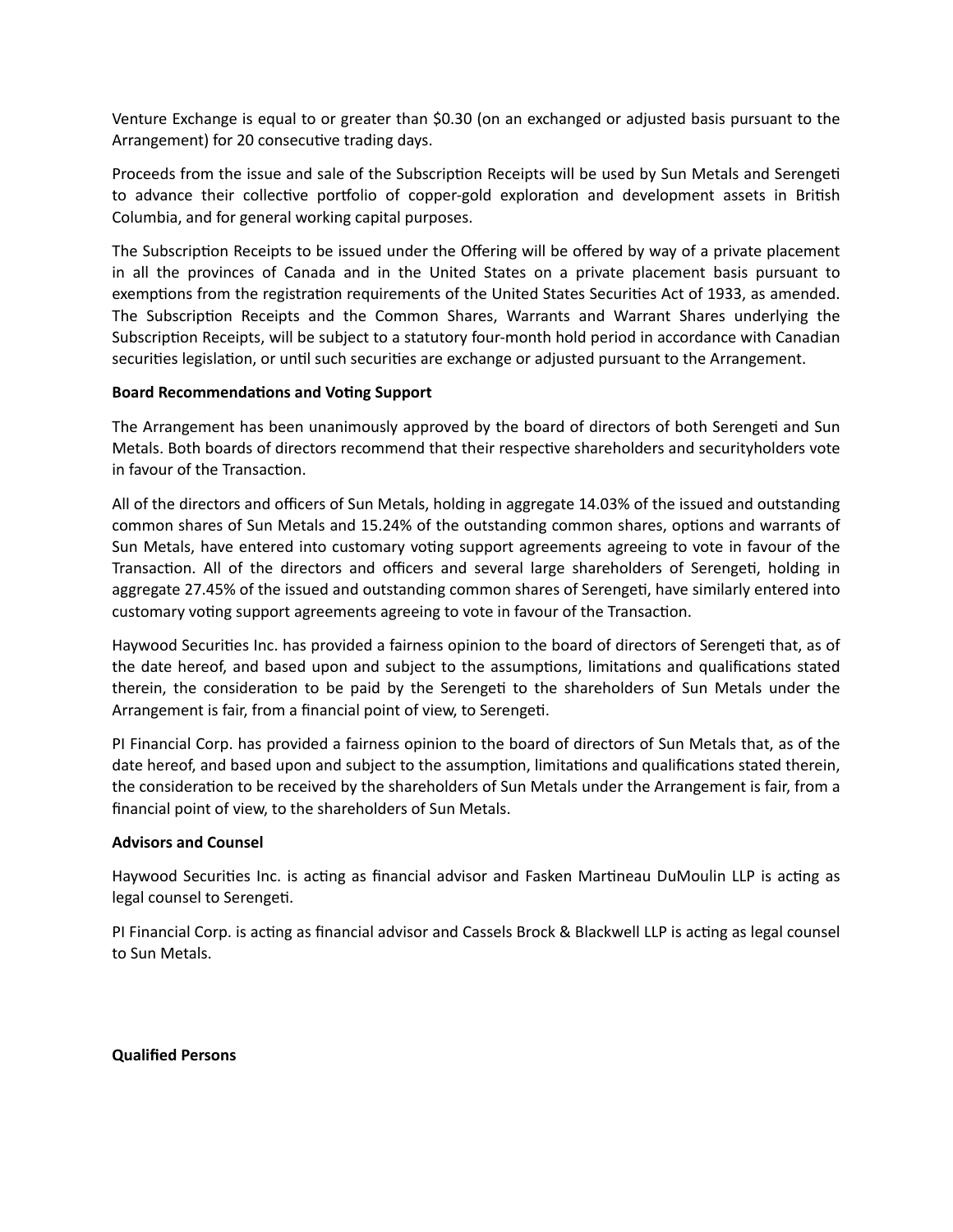Venture Exchange is equal to or greater than $0.30 (on an exchanged or adjusted basis pursuant to the Arrangement) for 20 consecutive trading days.

Proceeds from the issue and sale of the Subscription Receipts will be used by Sun Metals and Serengeti to advance their collective portfolio of copper-gold exploration and development assets in British Columbia, and for general working capital purposes.

The Subscription Receipts to be issued under the Offering will be offered by way of a private placement in all the provinces of Canada and in the United States on a private placement basis pursuant to exemptions from the registration requirements of the United States Securities Act of 1933, as amended. The Subscription Receipts and the Common Shares, Warrants and Warrant Shares underlying the Subscription Receipts, will be subject to a statutory four-month hold period in accordance with Canadian securities legislation, or until such securities are exchange or adjusted pursuant to the Arrangement.

**Board Recommendations and Voting Support**

The Arrangement has been unanimously approved by the board of directors of both Serengeti and Sun Metals. Both boards of directors recommend that their respective shareholders and securityholders vote in favour of the Transaction.

All of the directors and officers of Sun Metals, holding in aggregate 14.03% of the issued and outstanding common shares of Sun Metals and 15.24% of the outstanding common shares, options and warrants of Sun Metals, have entered into customary voting support agreements agreeing to vote in favour of the Transaction. All of the directors and officers and several large shareholders of Serengeti, holding in aggregate 27.45% of the issued and outstanding common shares of Serengeti, have similarly entered into customary voting support agreements agreeing to vote in favour of the Transaction.

Haywood Securities Inc. has provided a fairness opinion to the board of directors of Serengeti that, as of the date hereof, and based upon and subject to the assumptions, limitations and qualifications stated therein, the consideration to be paid by the Serengeti to the shareholders of Sun Metals under the Arrangement is fair, from a financial point of view, to Serengeti.

PI Financial Corp. has provided a fairness opinion to the board of directors of Sun Metals that, as of the date hereof, and based upon and subject to the assumption, limitations and qualifications stated therein, the consideration to be received by the shareholders of Sun Metals under the Arrangement is fair, from a financial point of view, to the shareholders of Sun Metals.

**Advisors and Counsel**

Haywood Securities Inc. is acting as financial advisor and Fasken Martineau DuMoulin LLP is acting as legal counsel to Serengeti.

PI Financial Corp. is acting as financial advisor and Cassels Brock & Blackwell LLP is acting as legal counsel to Sun Metals.

**Qualified Persons**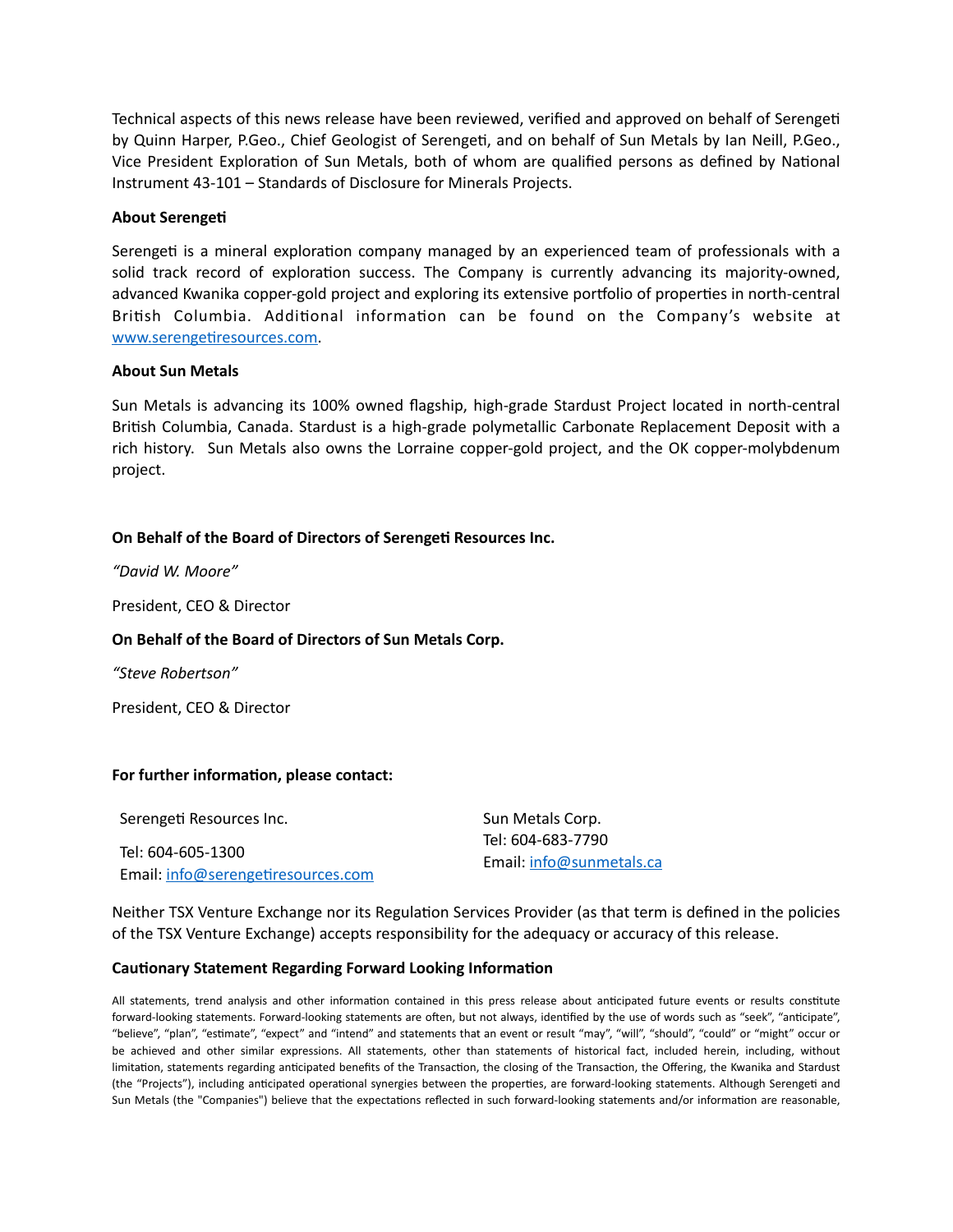Technical aspects of this news release have been reviewed, verified and approved on behalf of Serengeti by Quinn Harper, P.Geo., Chief Geologist of Serengeti, and on behalf of Sun Metals by Ian Neill, P.Geo., Vice President Exploration of Sun Metals, both of whom are qualified persons as defined by National Instrument 43-101 – Standards of Disclosure for Minerals Projects.

**About Serengeti**

Serengeti is a mineral exploration company managed by an experienced team of professionals with a solid track record of exploration success. The Company is currently advancing its majority-owned, advanced Kwanika copper-gold project and exploring its extensive portfolio of properties in north-central British Columbia. Additional information can be found on the Company's website at [www.serengetiresources.com](http://www.serengetiresources.com).

**About Sun Metals**

Sun Metals is advancing its 100% owned flagship, high-grade Stardust Project located in north-central British Columbia, Canada. Stardust is a high-grade polymetallic Carbonate Replacement Deposit with a rich history. Sun Metals also owns the Lorraine copper-gold project, and the OK copper-molybdenum project.

**On Behalf of the Board of Directors of Serengeti Resources Inc.**

*"David W. Moore"*

President, CEO & Director

**On Behalf of the Board of Directors of Sun Metals Corp.**

*"Steve Robertson"*

President, CEO & Director

**For further information, please contact:**

Serengeti Resources Inc.
Tel: 604-605-1300
Email: [info@serengetiresources.com](mailto:info@serengetiresources.com)

Sun Metals Corp.
Tel: 604-683-7790
Email: [info@sunmetals.ca](mailto:info@sunmetals.ca)

Neither TSX Venture Exchange nor its Regulation Services Provider (as that term is defined in the policies of the TSX Venture Exchange) accepts responsibility for the adequacy or accuracy of this release.

**Cautionary Statement Regarding Forward Looking Information**

All statements, trend analysis and other information contained in this press release about anticipated future events or results constitute forward-looking statements. Forward-looking statements are often, but not always, identified by the use of words such as "seek", "anticipate", "believe", "plan", "estimate", "expect" and "intend" and statements that an event or result "may", "will", "should", "could" or "might" occur or be achieved and other similar expressions. All statements, other than statements of historical fact, included herein, including, without limitation, statements regarding anticipated benefits of the Transaction, the closing of the Transaction, the Offering, the Kwanika and Stardust (the "Projects"), including anticipated operational synergies between the properties, are forward-looking statements. Although Serengeti and Sun Metals (the "Companies") believe that the expectations reflected in such forward-looking statements and/or information are reasonable,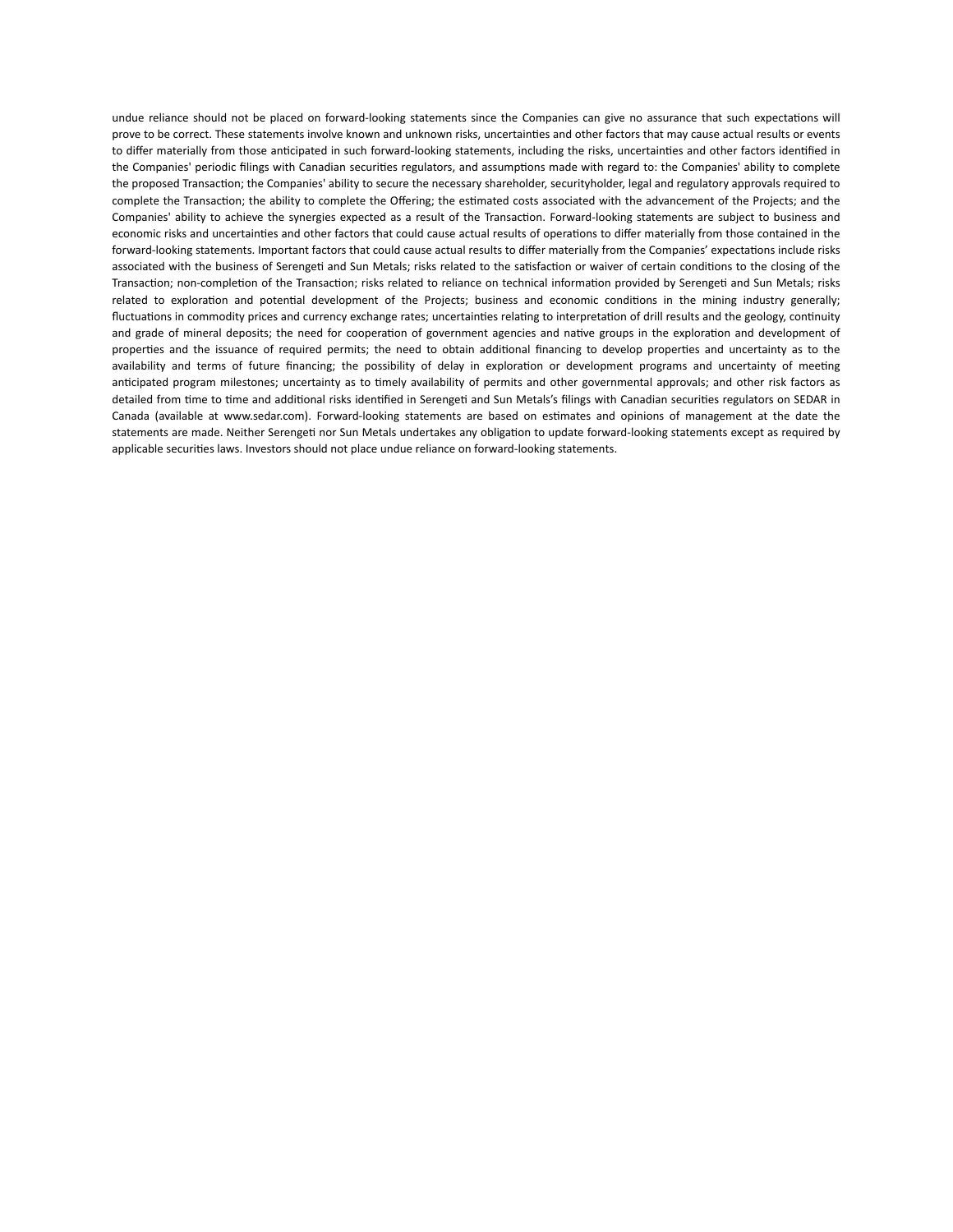undue reliance should not be placed on forward-looking statements since the Companies can give no assurance that such expectations will prove to be correct. These statements involve known and unknown risks, uncertainties and other factors that may cause actual results or events to differ materially from those anticipated in such forward-looking statements, including the risks, uncertainties and other factors identified in the Companies' periodic filings with Canadian securities regulators, and assumptions made with regard to: the Companies' ability to complete the proposed Transaction; the Companies' ability to secure the necessary shareholder, securityholder, legal and regulatory approvals required to complete the Transaction; the ability to complete the Offering; the estimated costs associated with the advancement of the Projects; and the Companies' ability to achieve the synergies expected as a result of the Transaction. Forward-looking statements are subject to business and economic risks and uncertainties and other factors that could cause actual results of operations to differ materially from those contained in the forward-looking statements. Important factors that could cause actual results to differ materially from the Companies' expectations include risks associated with the business of Serengeti and Sun Metals; risks related to the satisfaction or waiver of certain conditions to the closing of the Transaction; non-completion of the Transaction; risks related to reliance on technical information provided by Serengeti and Sun Metals; risks related to exploration and potential development of the Projects; business and economic conditions in the mining industry generally; fluctuations in commodity prices and currency exchange rates; uncertainties relating to interpretation of drill results and the geology, continuity and grade of mineral deposits; the need for cooperation of government agencies and native groups in the exploration and development of properties and the issuance of required permits; the need to obtain additional financing to develop properties and uncertainty as to the availability and terms of future financing; the possibility of delay in exploration or development programs and uncertainty of meeting anticipated program milestones; uncertainty as to timely availability of permits and other governmental approvals; and other risk factors as detailed from time to time and additional risks identified in Serengeti and Sun Metals's filings with Canadian securities regulators on SEDAR in Canada (available at www.sedar.com). Forward-looking statements are based on estimates and opinions of management at the date the statements are made. Neither Serengeti nor Sun Metals undertakes any obligation to update forward-looking statements except as required by applicable securities laws. Investors should not place undue reliance on forward-looking statements.